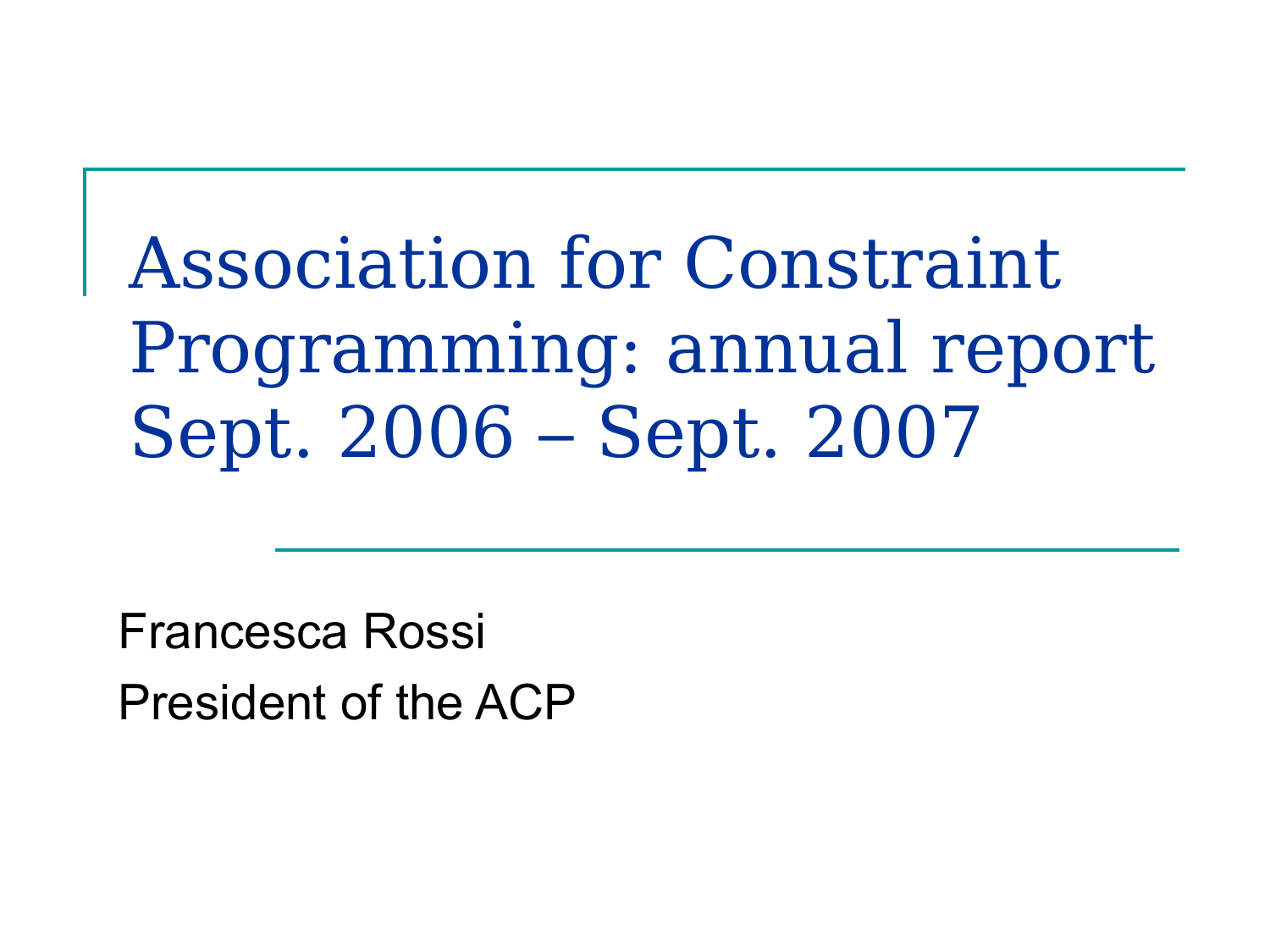# Association for Constraint Programming: annual report Sept. 2006 – Sept. 2007

Francesca Rossi

President of the ACP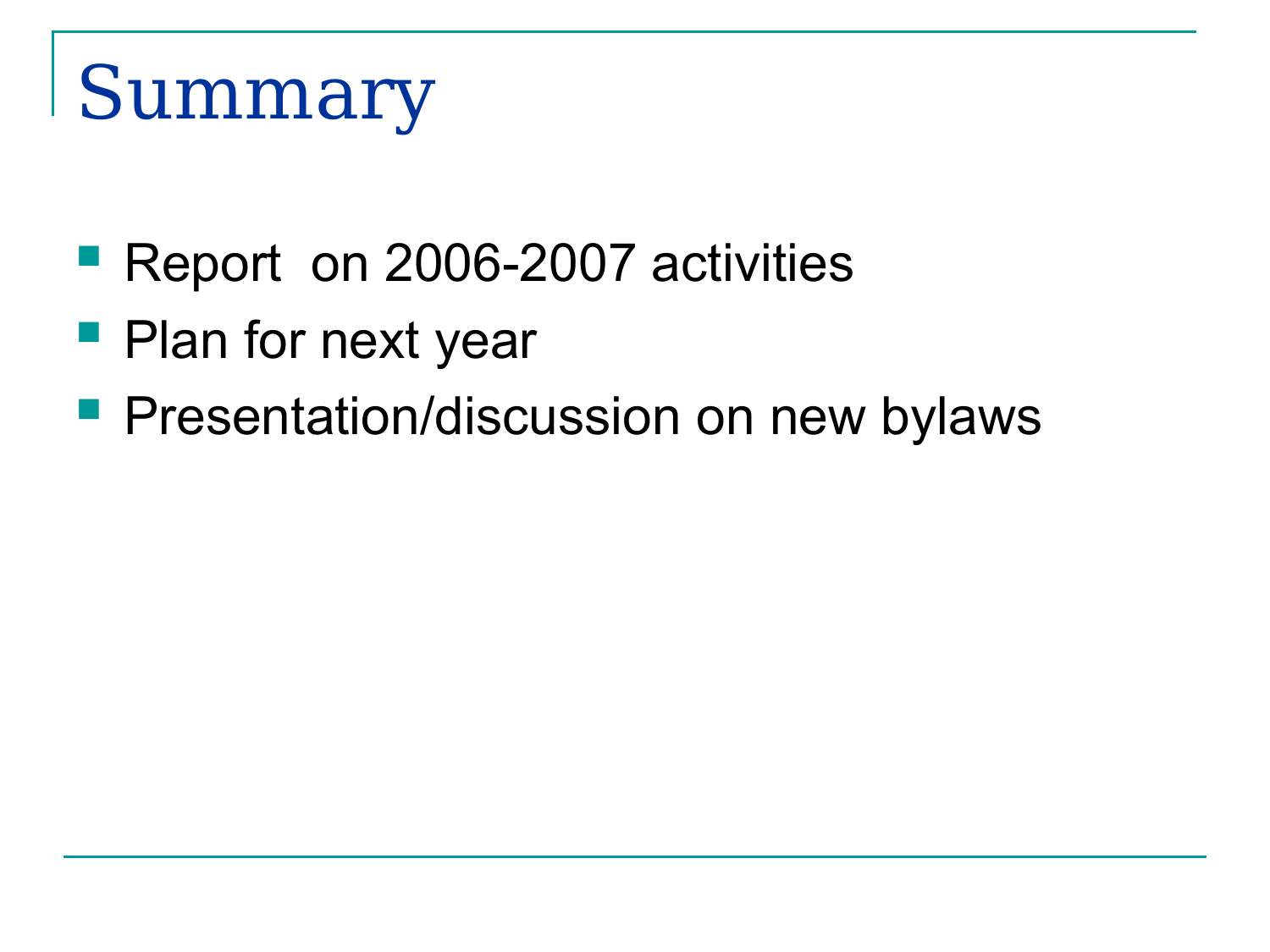# Summary

- Report on 2006-2007 activities
- Plan for next year
- Presentation/discussion on new bylaws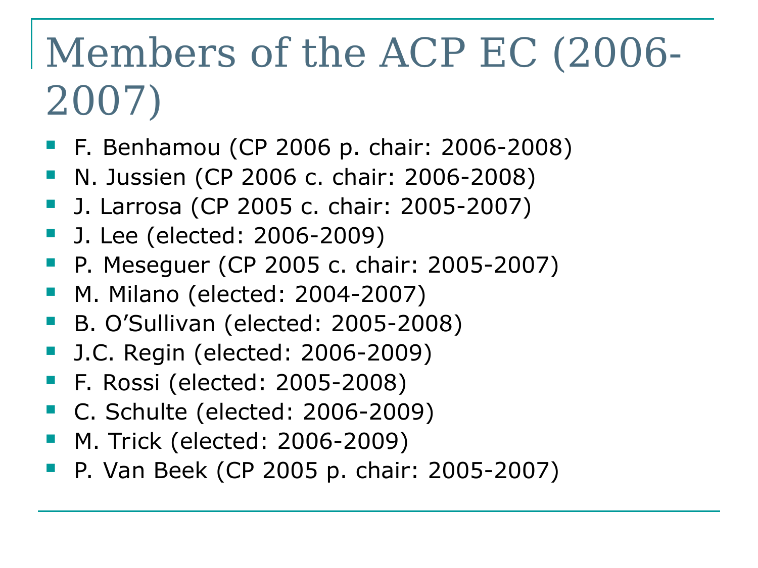# Members of the ACP EC (2006-2007)

- F. Benhamou (CP 2006 p. chair: 2006-2008)
- N. Jussien (CP 2006 c. chair: 2006-2008)
- J. Larrosa (CP 2005 c. chair: 2005-2007)
- J. Lee (elected: 2006-2009)
- P. Meseguer (CP 2005 c. chair: 2005-2007)
- M. Milano (elected: 2004-2007)
- B. O'Sullivan (elected: 2005-2008)
- J.C. Regin (elected: 2006-2009)
- F. Rossi (elected: 2005-2008)
- C. Schulte (elected: 2006-2009)
- M. Trick (elected: 2006-2009)
- P. Van Beek (CP 2005 p. chair: 2005-2007)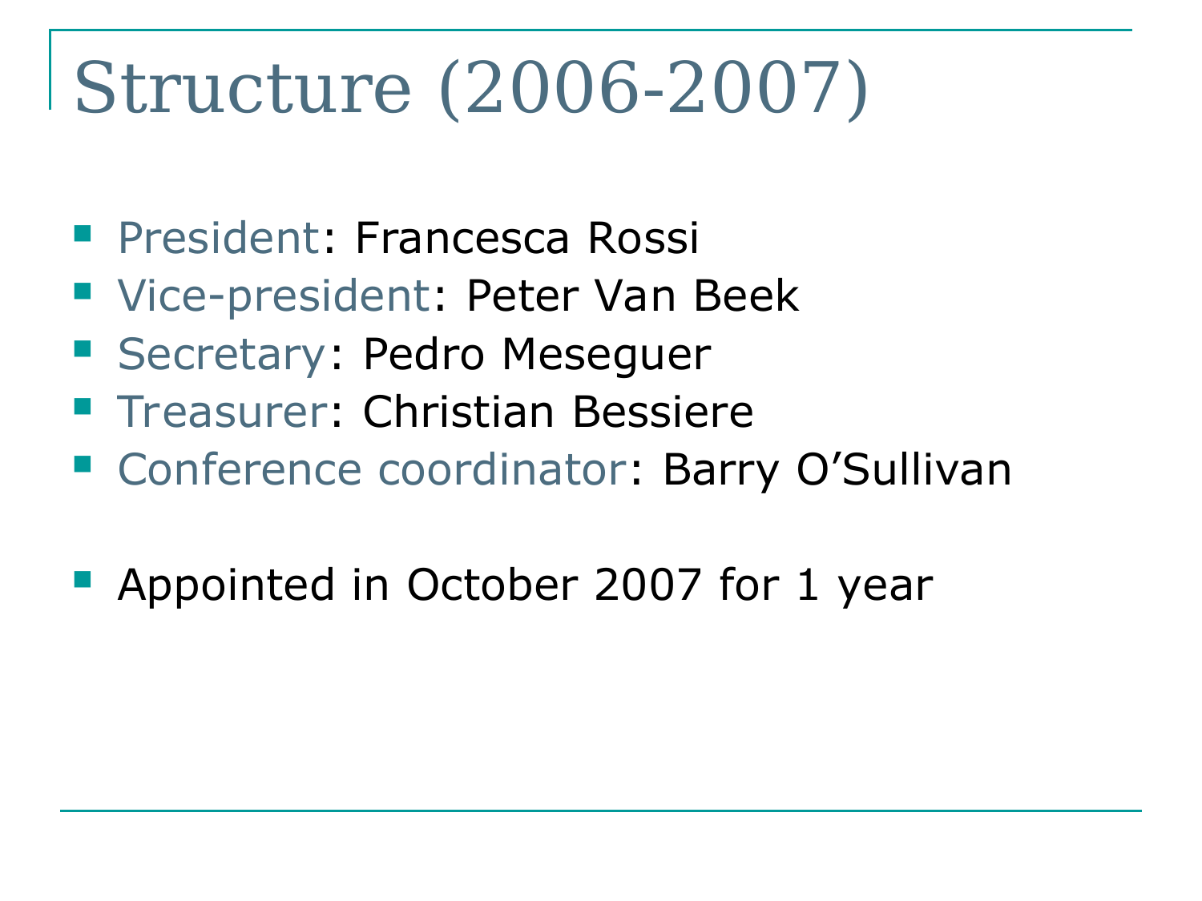# Structure (2006-2007)

- President: Francesca Rossi
- Vice-president: Peter Van Beek
- Secretary: Pedro Meseguer
- Treasurer: Christian Bessiere
- Conference coordinator: Barry O'Sullivan

- Appointed in October 2007 for 1 year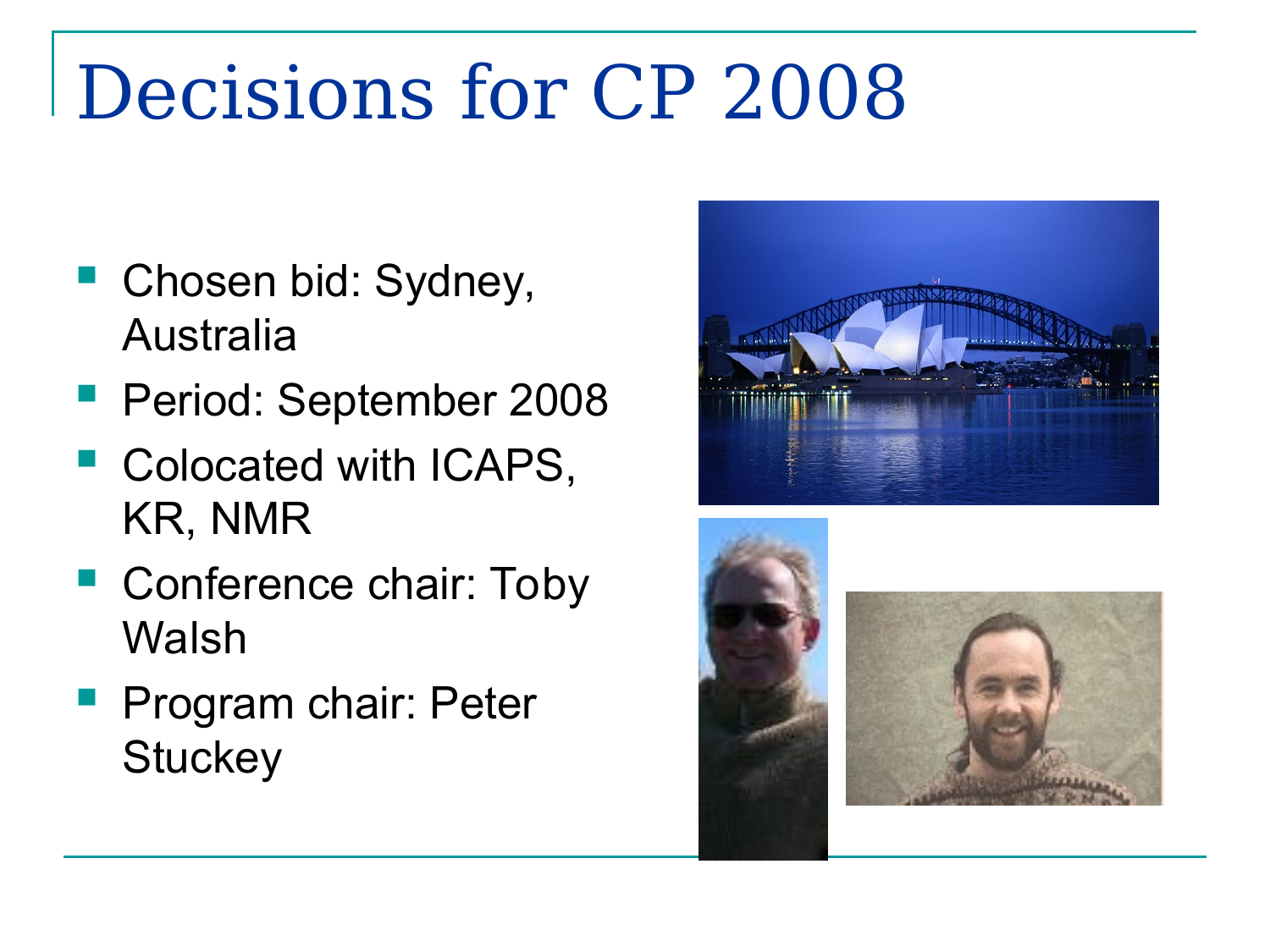# Decisions for CP 2008

- Chosen bid: Sydney, Australia
- Period: September 2008
- Colocated with ICAPS, KR, NMR
- Conference chair: Toby Walsh
- Program chair: Peter Stuckey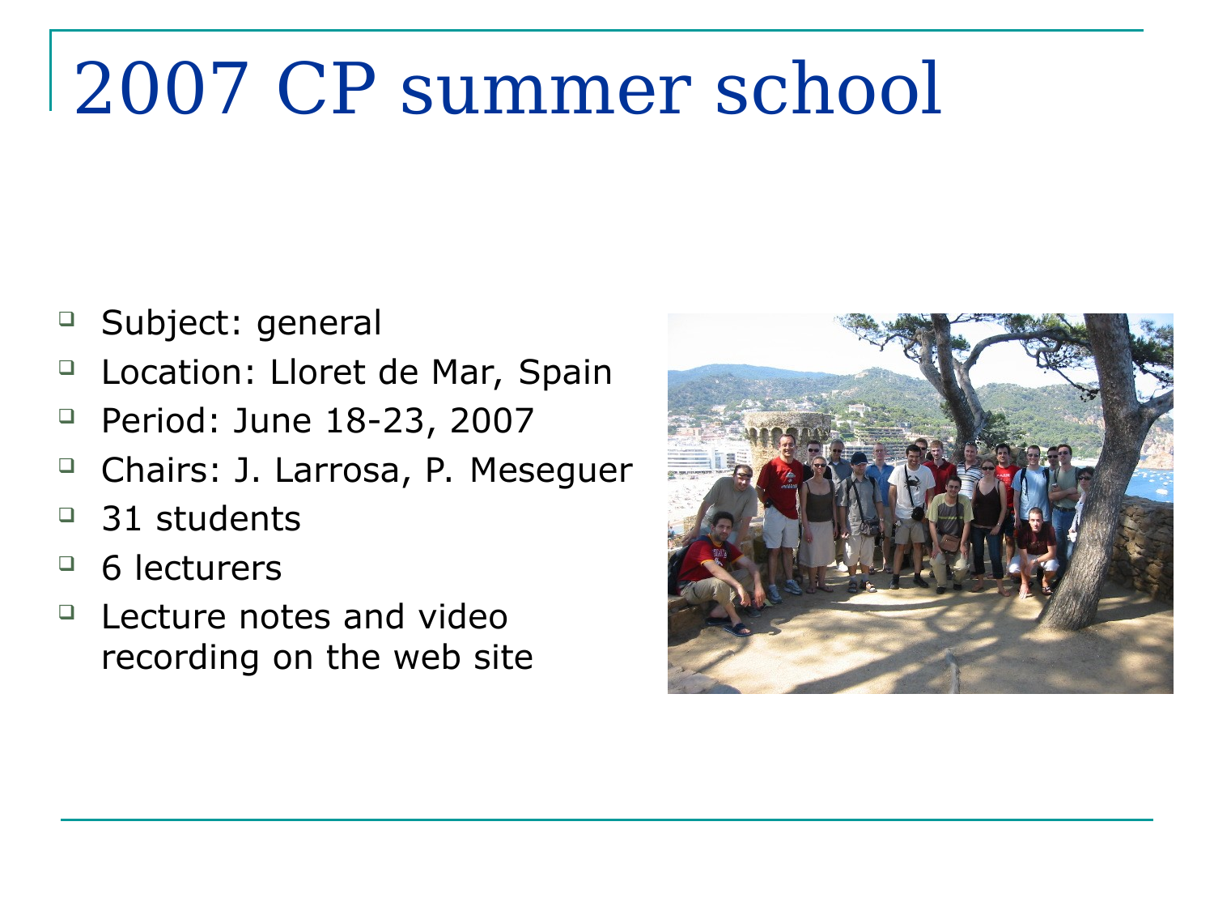# 2007 CP summer school

- Subject: general
- Location: Lloret de Mar, Spain
- Period: June 18-23, 2007
- Chairs: J. Larrosa, P. Meseguer
- 31 students
- 6 lecturers
- Lecture notes and video recording on the web site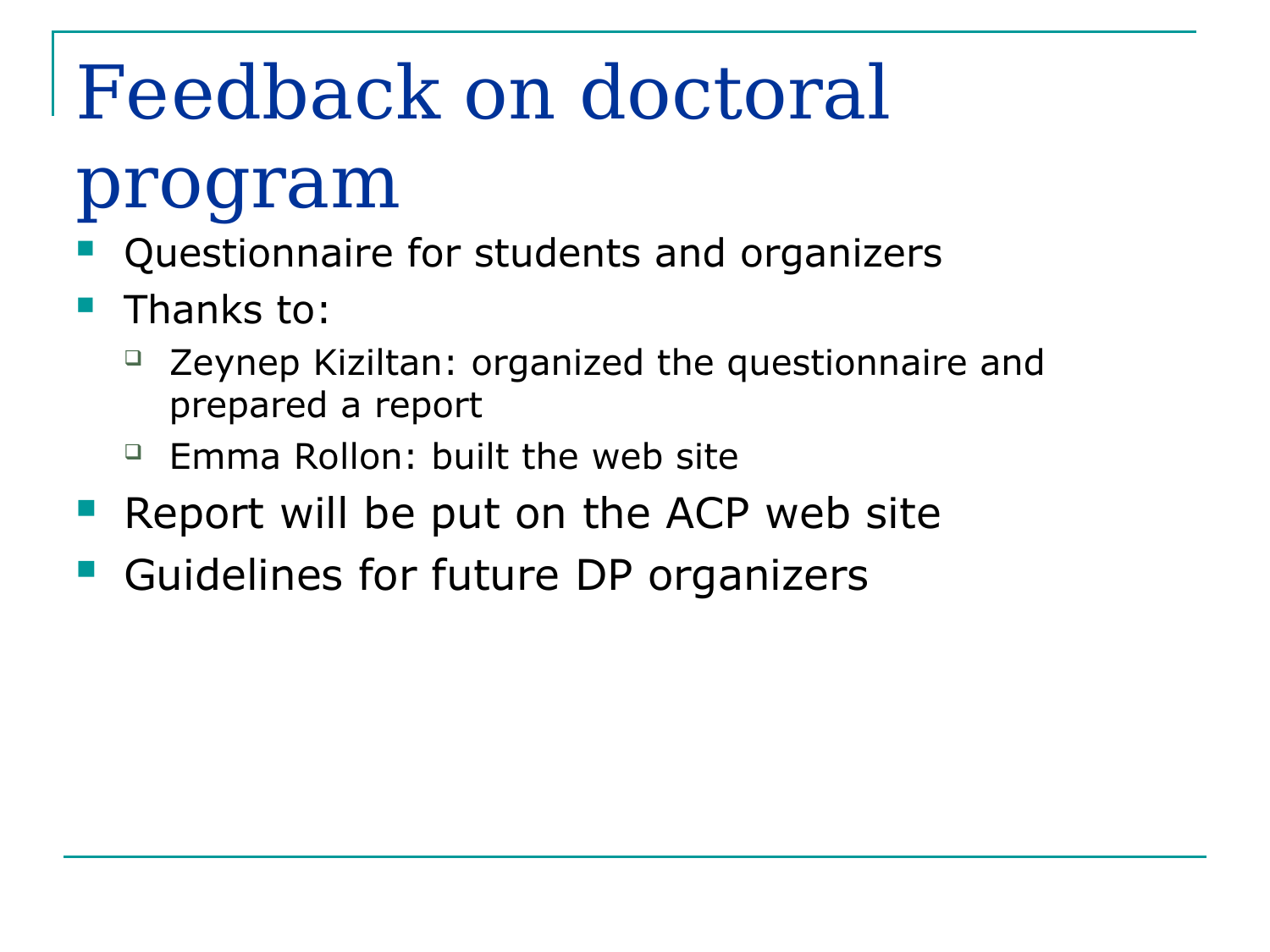# Feedback on doctoral program

- Questionnaire for students and organizers
- Thanks to:
  - Zeynep Kiziltan: organized the questionnaire and prepared a report
  - Emma Rollon: built the web site
- Report will be put on the ACP web site
- Guidelines for future DP organizers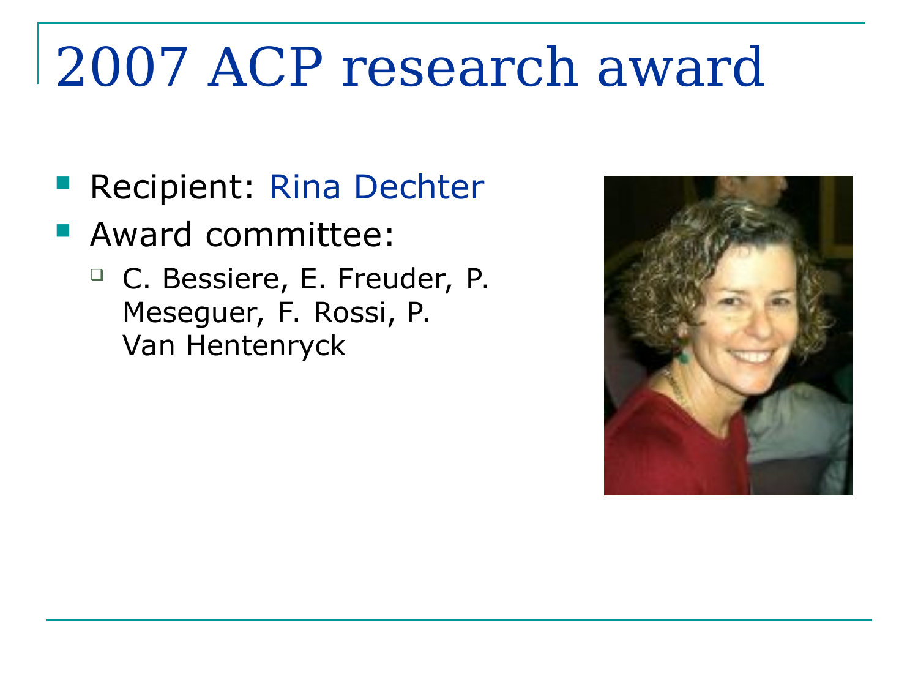# 2007 ACP research award

- Recipient: Rina Dechter
- Award committee:
  - C. Bessiere, E. Freuder, P. Meseguer, F. Rossi, P. Van Hentenryck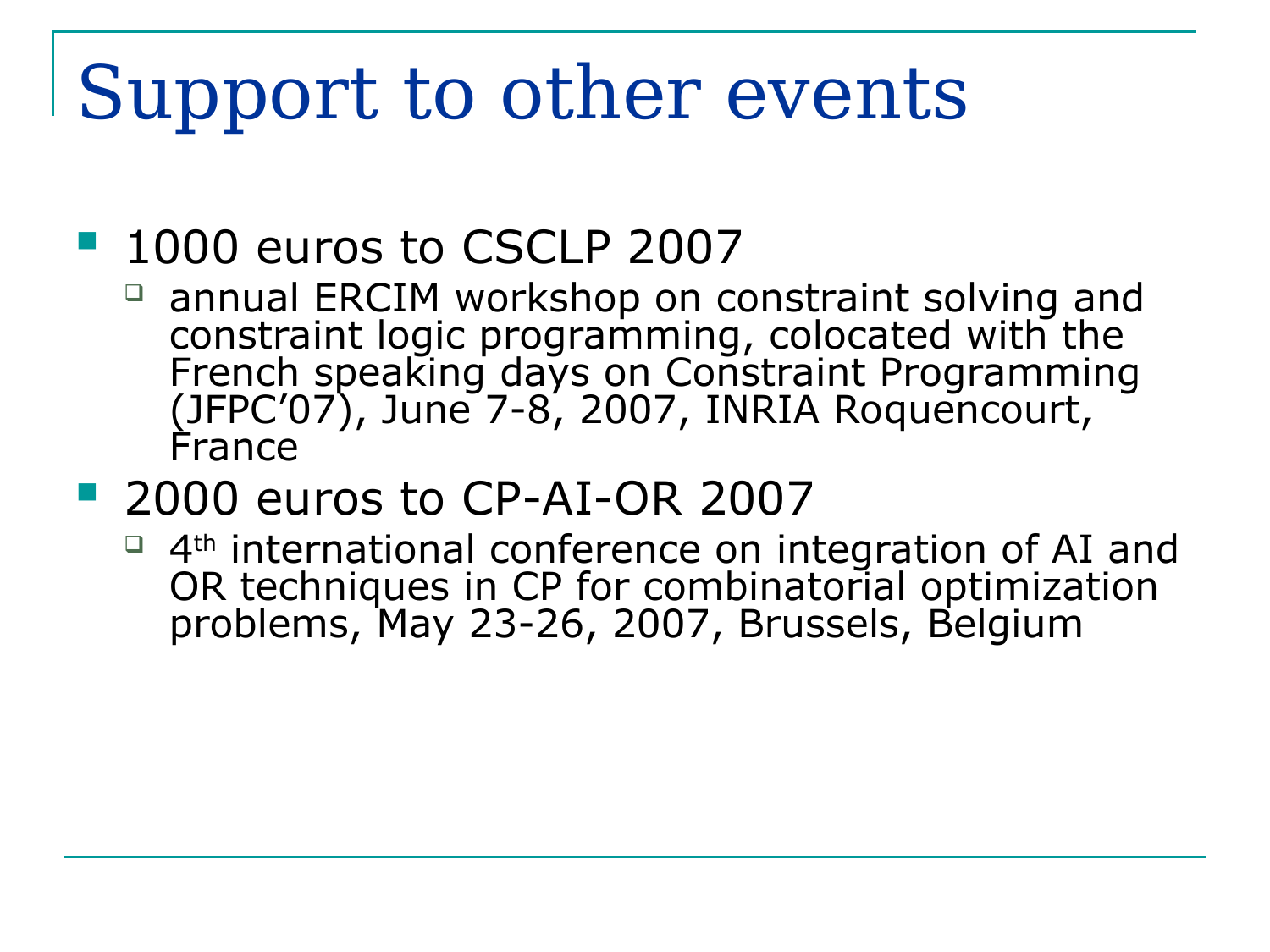# Support to other events

- 1000 euros to CSCLP 2007
  - annual ERCIM workshop on constraint solving and constraint logic programming, colocated with the French speaking days on Constraint Programming (JFPC'07), June 7-8, 2007, INRIA Roquencourt, France
- 2000 euros to CP-AI-OR 2007
  - 4th international conference on integration of AI and OR techniques in CP for combinatorial optimization problems, May 23-26, 2007, Brussels, Belgium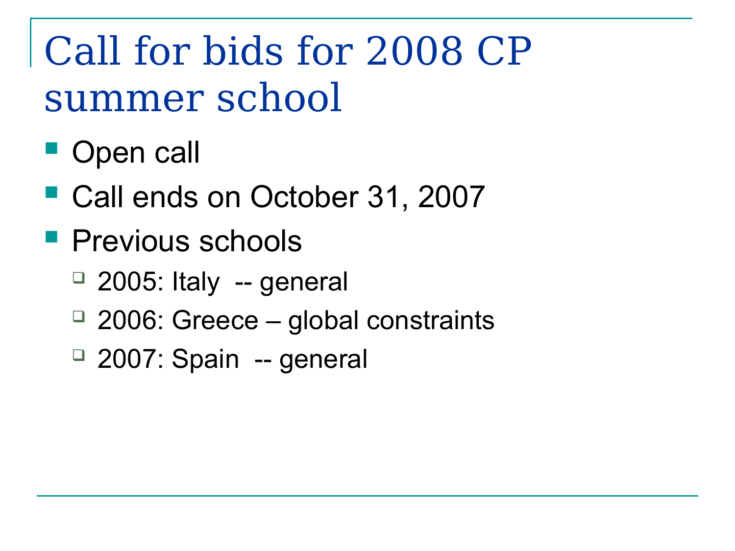# Call for bids for 2008 CP summer school

- Open call
- Call ends on October 31, 2007
- Previous schools
  - 2005: Italy -- general
  - 2006: Greece – global constraints
  - 2007: Spain -- general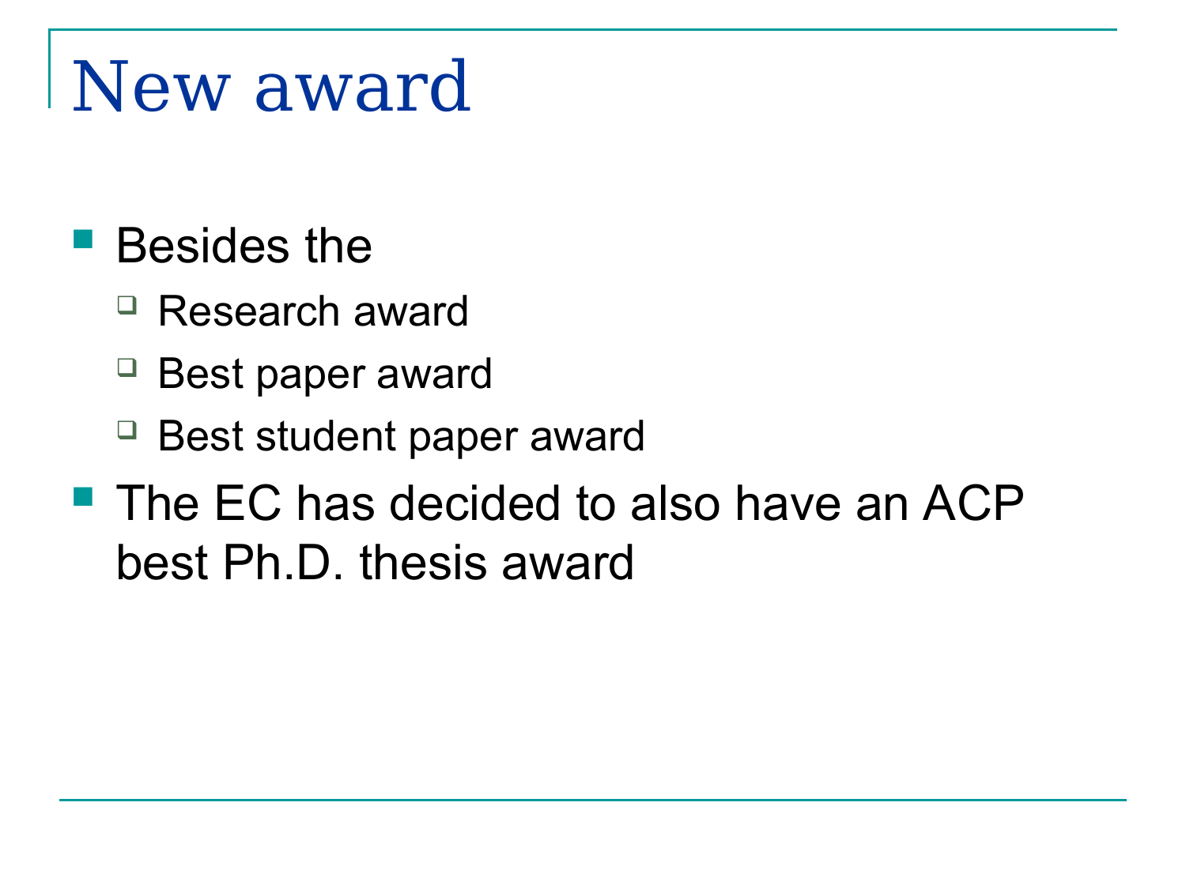# New award

- Besides the
  - Research award
  - Best paper award
  - Best student paper award
- The EC has decided to also have an ACP best Ph.D. thesis award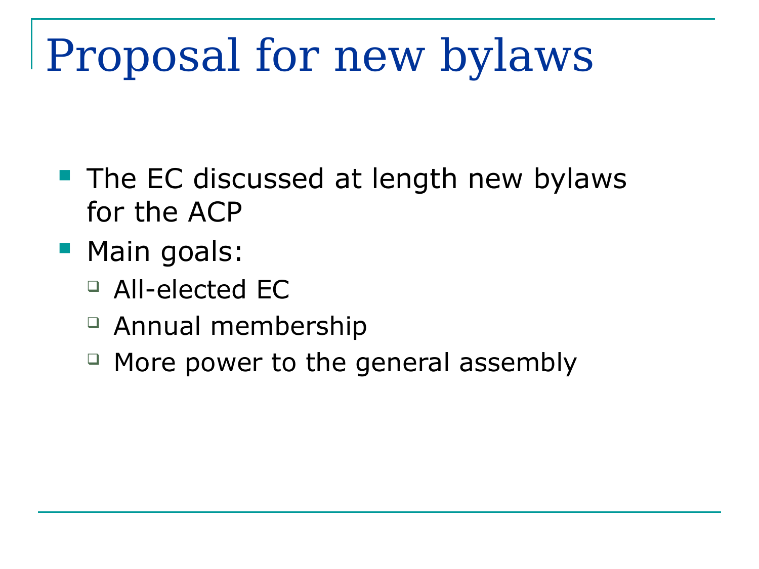# Proposal for new bylaws

- The EC discussed at length new bylaws for the ACP
- Main goals:
  - All-elected EC
  - Annual membership
  - More power to the general assembly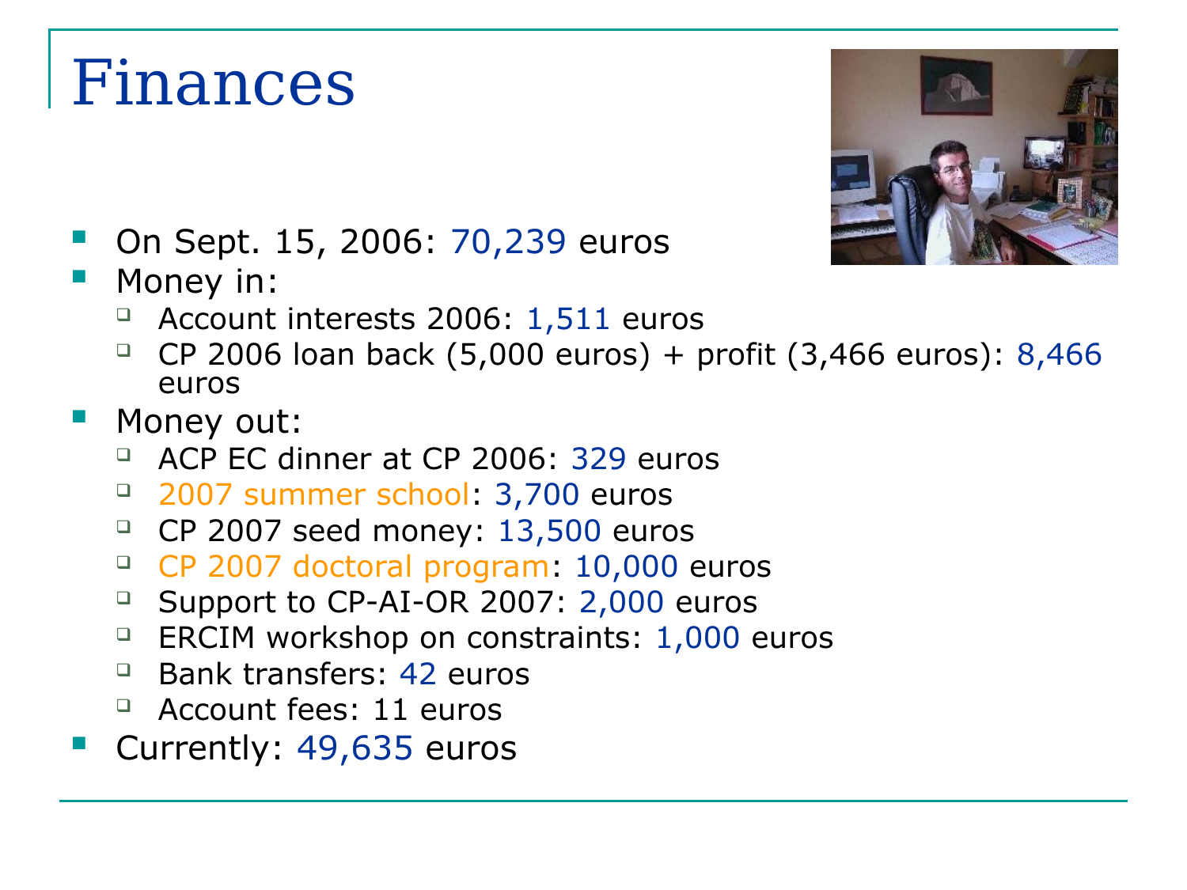# Finances

- On Sept. 15, 2006: 70,239 euros
- Money in:
  - Account interests 2006: 1,511 euros
  - CP 2006 loan back (5,000 euros) + profit (3,466 euros): 8,466 euros
- Money out:
  - ACP EC dinner at CP 2006: 329 euros
  - 2007 summer school: 3,700 euros
  - CP 2007 seed money: 13,500 euros
  - CP 2007 doctoral program: 10,000 euros
  - Support to CP-AI-OR 2007: 2,000 euros
  - ERCIM workshop on constraints: 1,000 euros
  - Bank transfers: 42 euros
  - Account fees: 11 euros
- Currently: 49,635 euros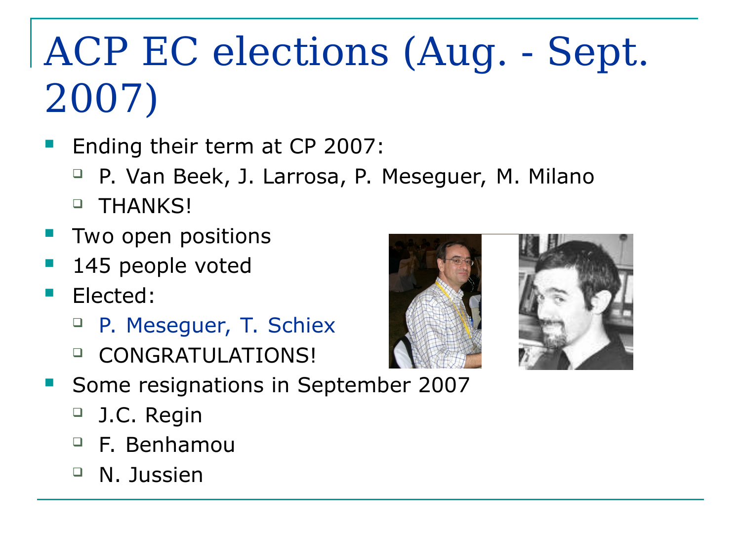# ACP EC elections (Aug. - Sept. 2007)

- Ending their term at CP 2007:
  - P. Van Beek, J. Larrosa, P. Meseguer, M. Milano
  - THANKS!
- Two open positions
- 145 people voted
- Elected:
  - P. Meseguer, T. Schiex
  - CONGRATULATIONS!
- Some resignations in September 2007
  - J.C. Regin
  - F. Benhamou
  - N. Jussien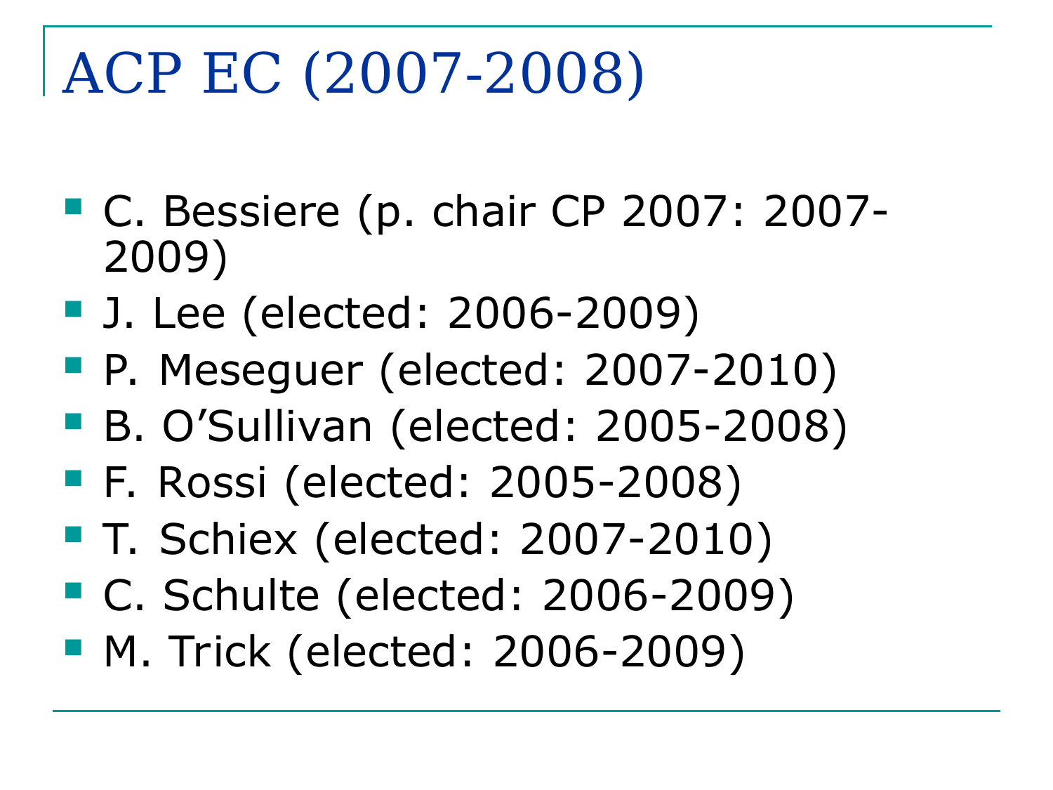# ACP EC (2007-2008)

- C. Bessiere (p. chair CP 2007: 2007-2009)
- J. Lee (elected: 2006-2009)
- P. Meseguer (elected: 2007-2010)
- B. O’Sullivan (elected: 2005-2008)
- F. Rossi (elected: 2005-2008)
- T. Schiex (elected: 2007-2010)
- C. Schulte (elected: 2006-2009)
- M. Trick (elected: 2006-2009)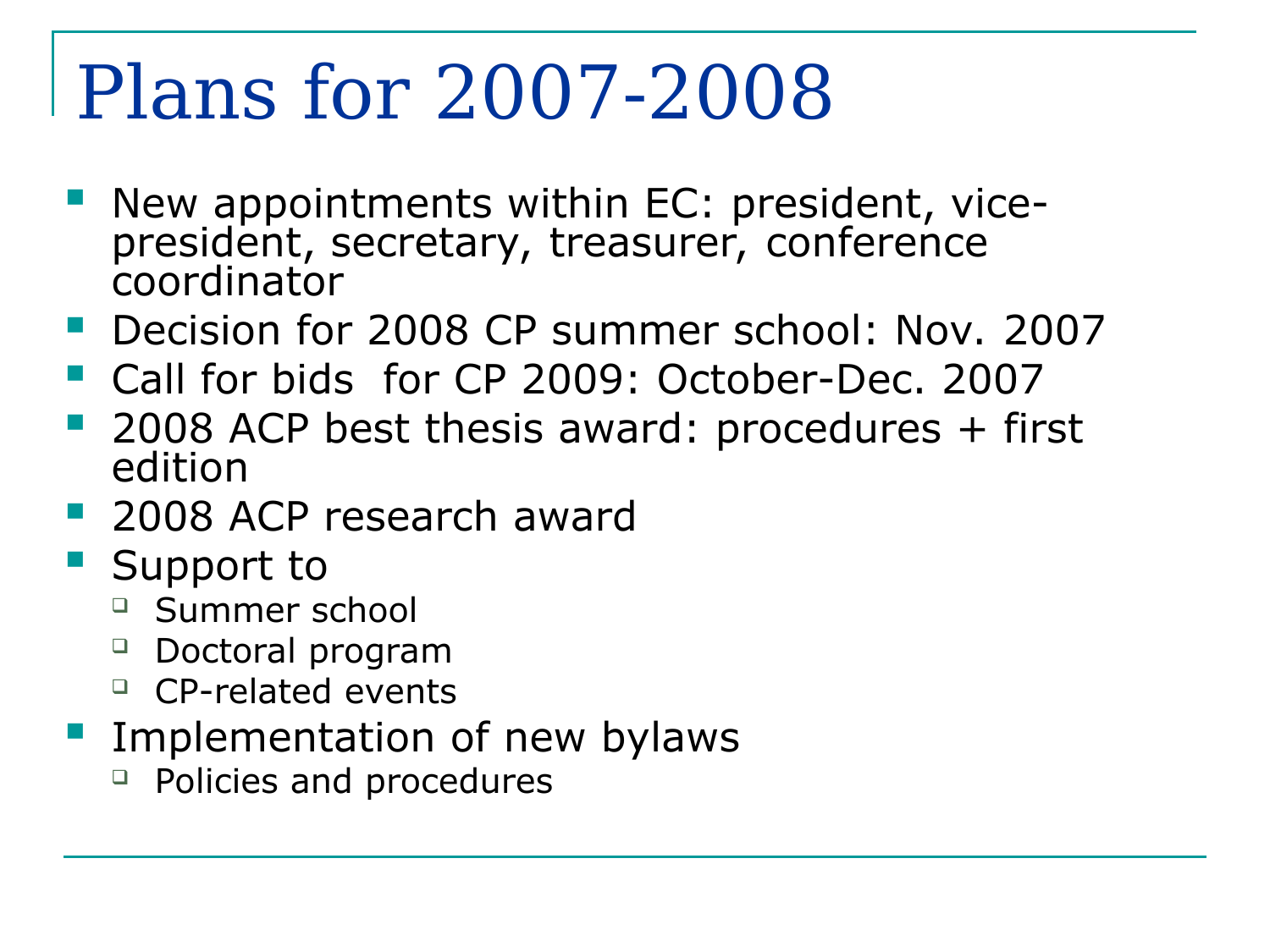# Plans for 2007-2008

- New appointments within EC: president, vice-president, secretary, treasurer, conference coordinator
- Decision for 2008 CP summer school: Nov. 2007
- Call for bids for CP 2009: October-Dec. 2007
- 2008 ACP best thesis award: procedures + first edition
- 2008 ACP research award
- Support to
  - Summer school
  - Doctoral program
  - CP-related events
- Implementation of new bylaws
  - Policies and procedures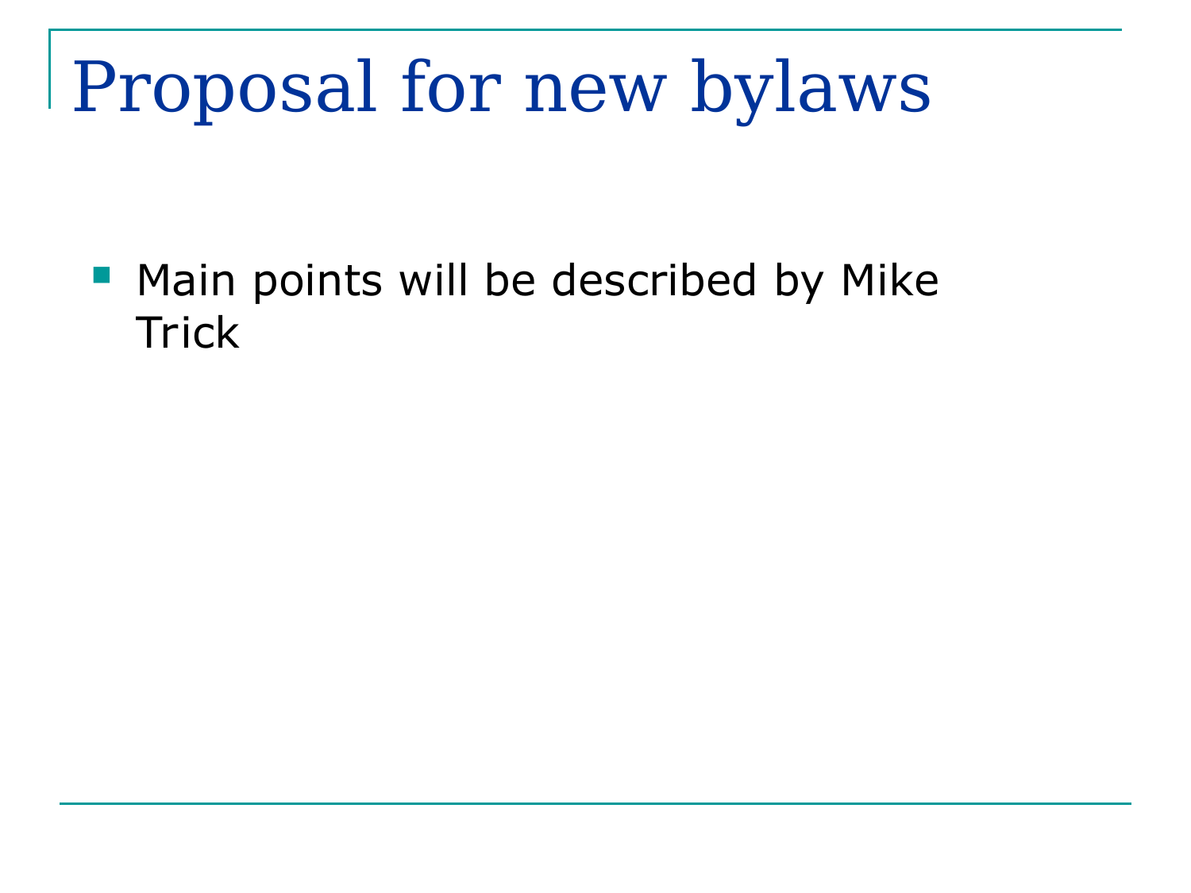# Proposal for new bylaws

- Main points will be described by Mike Trick